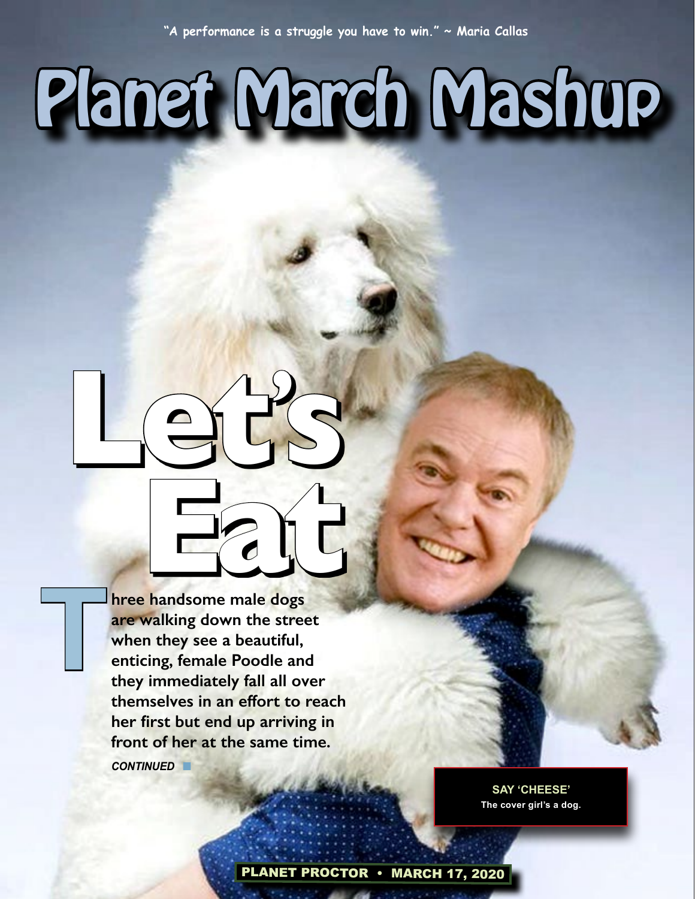"A performance is a struggle you have to win." ~ Maria Callas

# Planet March Mashup

## Let's Eat

**Three handsome male dogs are walking down the street when they see a beautiful, enticing, female Poodle and they immediately fall all over themselves in an effort to reach her first but end up arriving in front of her at the same time.**

***CONTINUED***

**SAY 'CHEESE'**
**The cover girl's a dog.**

**PLANET PROCTOR • MARCH 17, 2020**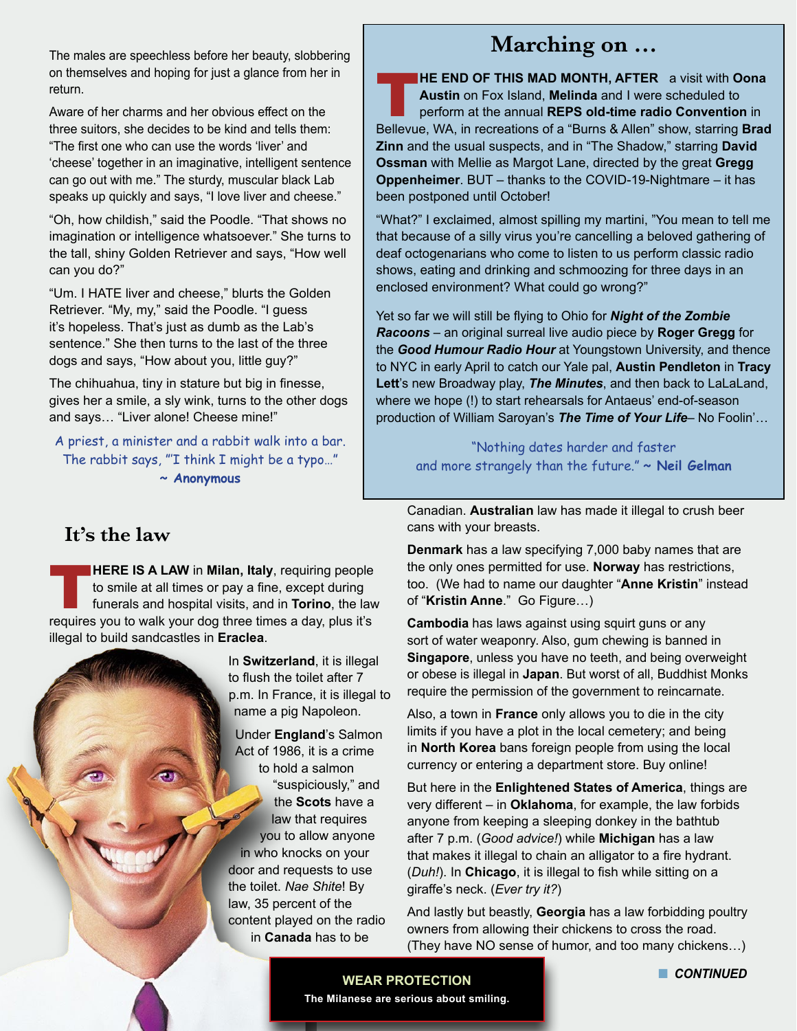The males are speechless before her beauty, slobbering on themselves and hoping for just a glance from her in return.

Aware of her charms and her obvious effect on the three suitors, she decides to be kind and tells them: "The first one who can use the words 'liver' and 'cheese' together in an imaginative, intelligent sentence can go out with me." The sturdy, muscular black Lab speaks up quickly and says, "I love liver and cheese."

"Oh, how childish," said the Poodle. "That shows no imagination or intelligence whatsoever." She turns to the tall, shiny Golden Retriever and says, "How well can you do?"

"Um. I HATE liver and cheese," blurts the Golden Retriever. "My, my," said the Poodle. "I guess it's hopeless. That's just as dumb as the Lab's sentence." She then turns to the last of the three dogs and says, "How about you, little guy?"

The chihuahua, tiny in stature but big in finesse, gives her a smile, a sly wink, turns to the other dogs and says… "Liver alone! Cheese mine!"

A priest, a minister and a rabbit walk into a bar. The rabbit says, "I think I might be a typo…"
~ **Anonymous**

## Marching on …

**THE END OF THIS MAD MONTH, AFTER** a visit with **Oona Austin** on Fox Island, **Melinda** and I were scheduled to perform at the annual **REPS old-time radio Convention** in Bellevue, WA, in recreations of a "Burns & Allen" show, starring **Brad Zinn** and the usual suspects, and in "The Shadow," starring **David Ossman** with Mellie as Margot Lane, directed by the great **Gregg Oppenheimer**. BUT – thanks to the COVID-19-Nightmare – it has been postponed until October!

"What?" I exclaimed, almost spilling my martini, "You mean to tell me that because of a silly virus you're cancelling a beloved gathering of deaf octogenarians who come to listen to us perform classic radio shows, eating and drinking and schmoozing for three days in an enclosed environment? What could go wrong?"

Yet so far we will still be flying to Ohio for ***Night of the Zombie Racoons*** – an original surreal live audio piece by **Roger Gregg** for the ***Good Humour Radio Hour*** at Youngstown University, and thence to NYC in early April to catch our Yale pal, **Austin Pendleton** in **Tracy Lett**'s new Broadway play, ***The Minutes***, and then back to LaLaLand, where we hope (!) to start rehearsals for Antaeus' end-of-season production of William Saroyan's ***The Time of Your Life***– No Foolin'…

"Nothing dates harder and faster and more strangely than the future." ~ **Neil Gelman**

## It's the law

**THERE IS A LAW** in **Milan, Italy**, requiring people to smile at all times or pay a fine, except during funerals and hospital visits, and in **Torino**, the law requires you to walk your dog three times a day, plus it's illegal to build sandcastles in **Eraclea**.

In **Switzerland**, it is illegal to flush the toilet after 7 p.m. In France, it is illegal to name a pig Napoleon.

Under **England**'s Salmon Act of 1986, it is a crime to hold a salmon "suspiciously," and the **Scots** have a law that requires you to allow anyone in who knocks on your door and requests to use the toilet. *Nae Shite*! By law, 35 percent of the content played on the radio in **Canada** has to be Canadian. **Australian** law has made it illegal to crush beer cans with your breasts.

**Denmark** has a law specifying 7,000 baby names that are the only ones permitted for use. **Norway** has restrictions, too. (We had to name our daughter "**Anne Kristin**" instead of "**Kristin Anne**." Go Figure…)

**Cambodia** has laws against using squirt guns or any sort of water weaponry. Also, gum chewing is banned in **Singapore**, unless you have no teeth, and being overweight or obese is illegal in **Japan**. But worst of all, Buddhist Monks require the permission of the government to reincarnate.

Also, a town in **France** only allows you to die in the city limits if you have a plot in the local cemetery; and being in **North Korea** bans foreign people from using the local currency or entering a department store. Buy online!

But here in the **Enlightened States of America**, things are very different – in **Oklahoma**, for example, the law forbids anyone from keeping a sleeping donkey in the bathtub after 7 p.m. (*Good advice!*) while **Michigan** has a law that makes it illegal to chain an alligator to a fire hydrant. (*Duh!*). In **Chicago**, it is illegal to fish while sitting on a giraffe's neck. (*Ever try it?*)

And lastly but beastly, **Georgia** has a law forbidding poultry owners from allowing their chickens to cross the road. (They have NO sense of humor, and too many chickens…)

**WEAR PROTECTION**
**The Milanese are serious about smiling.**

***CONTINUED***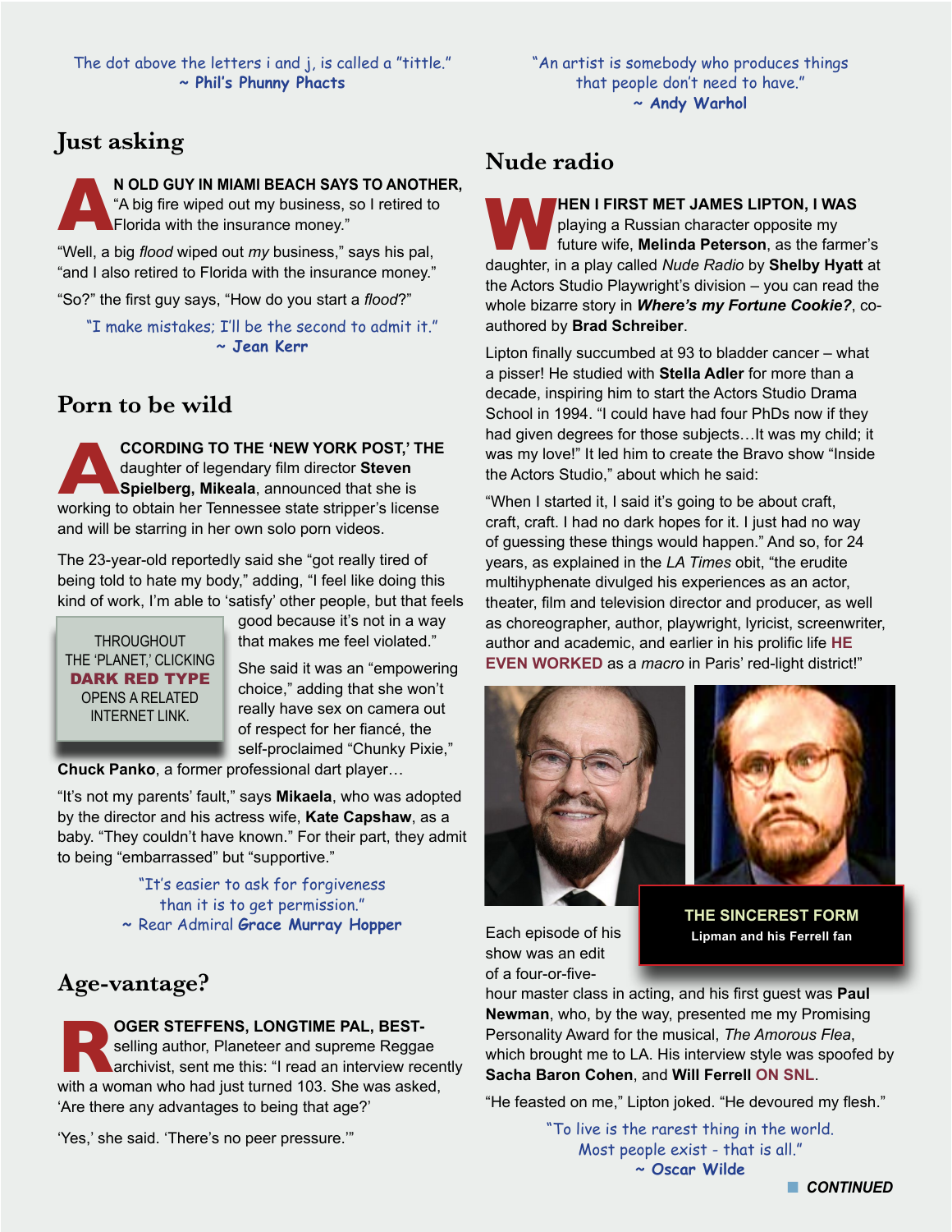The dot above the letters i and j, is called a "tittle."
~ **Phil's Phunny Phacts**

"An artist is somebody who produces things that people don't need to have."
~ **Andy Warhol**

## Just asking

**AN OLD GUY IN MIAMI BEACH SAYS TO ANOTHER,** "A big fire wiped out my business, so I retired to Florida with the insurance money."

"Well, a big *flood* wiped out *my* business," says his pal, "and I also retired to Florida with the insurance money."

"So?" the first guy says, "How do you start a *flood*?"

"I make mistakes; I'll be the second to admit it."
~ **Jean Kerr**

## Porn to be wild

**ACCORDING TO THE 'NEW YORK POST,' THE** daughter of legendary film director **Steven Spielberg, Mikeala**, announced that she is working to obtain her Tennessee state stripper's license and will be starring in her own solo porn videos.

The 23-year-old reportedly said she "got really tired of being told to hate my body," adding, "I feel like doing this kind of work, I'm able to 'satisfy' other people, but that feels good because it's not in a way that makes me feel violated."

She said it was an "empowering choice," adding that she won't really have sex on camera out of respect for her fiancé, the self-proclaimed "Chunky Pixie," **Chuck Panko**, a former professional dart player…

THROUGHOUT THE 'PLANET,' CLICKING **DARK RED TYPE** OPENS A RELATED INTERNET LINK.

"It's not my parents' fault," says **Mikaela**, who was adopted by the director and his actress wife, **Kate Capshaw**, as a baby. "They couldn't have known." For their part, they admit to being "embarrassed" but "supportive."

"It's easier to ask for forgiveness than it is to get permission."
~ Rear Admiral **Grace Murray Hopper**

## Age-vantage?

**ROGER STEFFENS, LONGTIME PAL, BEST-**selling author, Planeteer and supreme Reggae archivist, sent me this: "I read an interview recently with a woman who had just turned 103. She was asked, 'Are there any advantages to being that age?'

'Yes,' she said. 'There's no peer pressure.'"

## Nude radio

**WHEN I FIRST MET JAMES LIPTON, I WAS** playing a Russian character opposite my future wife, **Melinda Peterson**, as the farmer's daughter, in a play called *Nude Radio* by **Shelby Hyatt** at the Actors Studio Playwright's division – you can read the whole bizarre story in ***Where's my Fortune Cookie?***, co-authored by **Brad Schreiber**.

Lipton finally succumbed at 93 to bladder cancer – what a pisser! He studied with **Stella Adler** for more than a decade, inspiring him to start the Actors Studio Drama School in 1994. "I could have had four PhDs now if they had given degrees for those subjects…It was my child; it was my love!" It led him to create the Bravo show "Inside the Actors Studio," about which he said:

"When I started it, I said it's going to be about craft, craft, craft. I had no dark hopes for it. I just had no way of guessing these things would happen." And so, for 24 years, as explained in the *LA Times* obit, "the erudite multihyphenate divulged his experiences as an actor, theater, film and television director and producer, as well as choreographer, author, playwright, lyricist, screenwriter, author and academic, and earlier in his prolific life **HE EVEN WORKED** as a *macro* in Paris' red-light district!"

**THE SINCEREST FORM**
**Lipman and his Ferrell fan**

Each episode of his show was an edit of a four-or-five-hour master class in acting, and his first guest was **Paul Newman**, who, by the way, presented me my Promising Personality Award for the musical, *The Amorous Flea*, which brought me to LA. His interview style was spoofed by **Sacha Baron Cohen**, and **Will Ferrell ON SNL**.

"He feasted on me," Lipton joked. "He devoured my flesh."

"To live is the rarest thing in the world. Most people exist - that is all."
~ **Oscar Wilde**

***CONTINUED***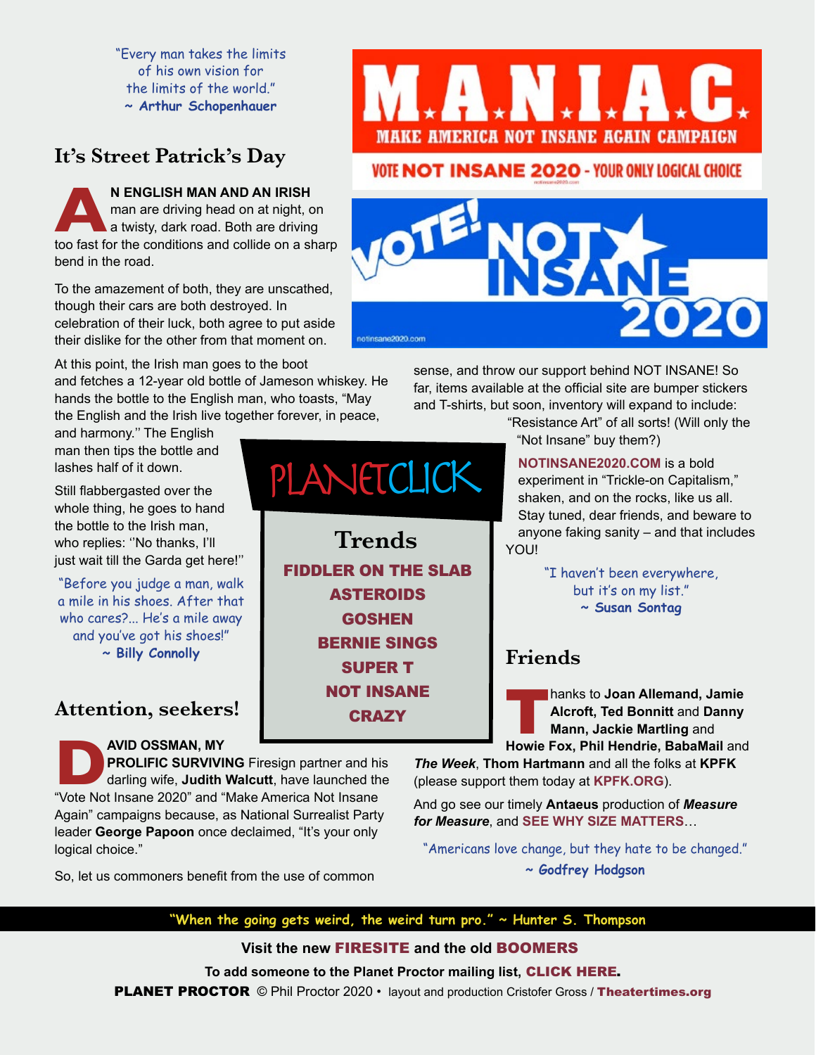"Every man takes the limits of his own vision for the limits of the world."
~ **Arthur Schopenhauer**

M.A.N.I.A.C.
MAKE AMERICA NOT INSANE AGAIN CAMPAIGN
VOTE NOT INSANE 2020 - YOUR ONLY LOGICAL CHOICE

VOTE! NOT INSANE 2020
notinsane2020.com

## It's Street Patrick's Day

**AN ENGLISH MAN AND AN IRISH** man are driving head on at night, on a twisty, dark road. Both are driving too fast for the conditions and collide on a sharp bend in the road.

To the amazement of both, they are unscathed, though their cars are both destroyed. In celebration of their luck, both agree to put aside their dislike for the other from that moment on.

At this point, the Irish man goes to the boot and fetches a 12-year old bottle of Jameson whiskey. He hands the bottle to the English man, who toasts, "May the English and the Irish live together forever, in peace, and harmony." The English man then tips the bottle and lashes half of it down.

Still flabbergasted over the whole thing, he goes to hand the bottle to the Irish man, who replies: "No thanks, I'll just wait till the Garda get here!"

"Before you judge a man, walk a mile in his shoes. After that who cares?... He's a mile away and you've got his shoes!"
~ **Billy Connolly**

## PLANETCLICK

### Trends

FIDDLER ON THE SLAB
ASTEROIDS
GOSHEN
BERNIE SINGS
SUPER T
NOT INSANE
CRAZY

## Attention, seekers!

**DAVID OSSMAN, MY PROLIFIC SURVIVING** Firesign partner and his darling wife, **Judith Walcutt**, have launched the "Vote Not Insane 2020" and "Make America Not Insane Again" campaigns because, as National Surrealist Party leader **George Papoon** once declaimed, "It's your only logical choice."

So, let us commoners benefit from the use of common sense, and throw our support behind NOT INSANE! So far, items available at the official site are bumper stickers and T-shirts, but soon, inventory will expand to include: "Resistance Art" of all sorts! (Will only the "Not Insane" buy them?)

**NOTINSANE2020.COM** is a bold experiment in "Trickle-on Capitalism," shaken, and on the rocks, like us all. Stay tuned, dear friends, and beware to anyone faking sanity – and that includes YOU!

"I haven't been everywhere, but it's on my list."
~ **Susan Sontag**

## Friends

**T**hanks to **Joan Allemand, Jamie Alcroft, Ted Bonnitt** and **Danny Mann, Jackie Martling** and **Howie Fox, Phil Hendrie, BabaMail** and ***The Week***, **Thom Hartmann** and all the folks at **KPFK** (please support them today at **KPFK.ORG**).

And go see our timely **Antaeus** production of ***Measure for Measure***, and **SEE WHY SIZE MATTERS**…

"Americans love change, but they hate to be changed."
~ **Godfrey Hodgson**

"When the going gets weird, the weird turn pro." ~ Hunter S. Thompson

**Visit the new FIRESITE and the old BOOMERS**

**To add someone to the Planet Proctor mailing list, CLICK HERE.**

**PLANET PROCTOR** © Phil Proctor 2020 • layout and production Cristofer Gross / **Theatertimes.org**